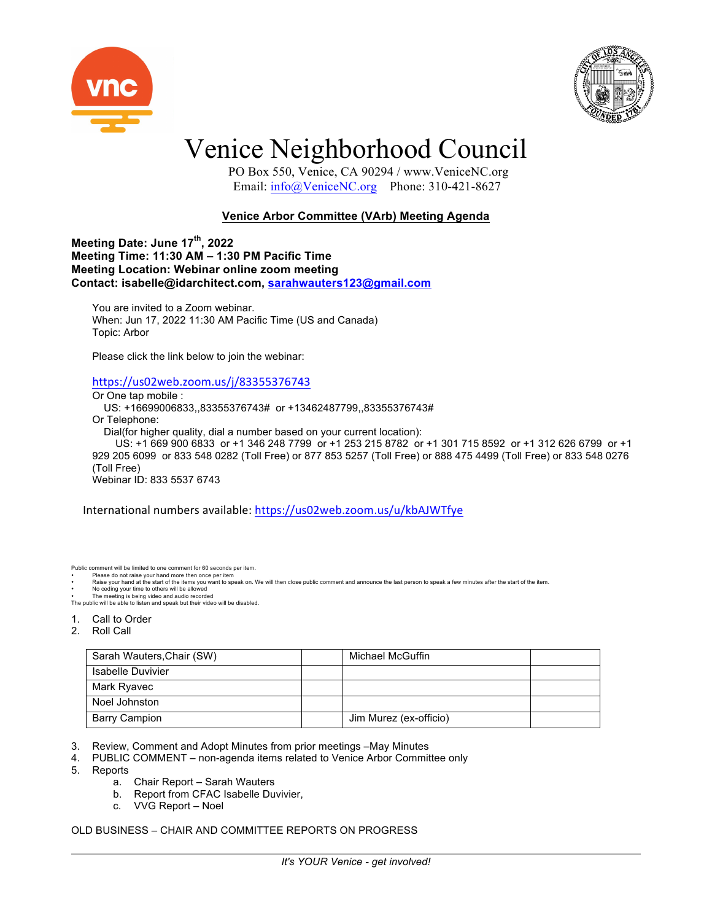# Venice Neighborhood Council

PO Box 550, Venice, CA 90294 / www.VeniceNC.org
Email: info@VeniceNC.org Phone: 310-421-8627

## Venice Arbor Committee (VArb) Meeting Agenda

**Meeting Date: June 17th, 2022**
**Meeting Time: 11:30 AM – 1:30 PM Pacific Time**
**Meeting Location: Webinar online zoom meeting**
**Contact: isabelle@idarchitect.com, sarahwauters123@gmail.com**

You are invited to a Zoom webinar.
When: Jun 17, 2022 11:30 AM Pacific Time (US and Canada)
Topic: Arbor

Please click the link below to join the webinar:

https://us02web.zoom.us/j/83355376743
Or One tap mobile :
US: +16699006833,,83355376743# or +13462487799,,83355376743#
Or Telephone:
Dial(for higher quality, dial a number based on your current location):
US: +1 669 900 6833 or +1 346 248 7799 or +1 253 215 8782 or +1 301 715 8592 or +1 312 626 6799 or +1 929 205 6099 or 833 548 0282 (Toll Free) or 877 853 5257 (Toll Free) or 888 475 4499 (Toll Free) or 833 548 0276 (Toll Free)
Webinar ID: 833 5537 6743

International numbers available: https://us02web.zoom.us/u/kbAJWTfye

Public comment will be limited to one comment for 60 seconds per item.
- Please do not raise your hand more then once per item
- Raise your hand at the start of the items you want to speak on. We will then close public comment and announce the last person to speak a few minutes after the start of the item.
- No ceding your time to others will be allowed
- The meeting is being video and audio recorded

The public will be able to listen and speak but their video will be disabled.

1. Call to Order
2. Roll Call

| Sarah Wauters,Chair (SW) | | Michael McGuffin | |
|---|---|---|---|
| Isabelle Duvivier | | | |
| Mark Ryavec | | | |
| Noel Johnston | | | |
| Barry Campion | | Jim Murez (ex-officio) | |

3. Review, Comment and Adopt Minutes from prior meetings –May Minutes
4. PUBLIC COMMENT – non-agenda items related to Venice Arbor Committee only
5. Reports
   a. Chair Report – Sarah Wauters
   b. Report from CFAC Isabelle Duvivier,
   c. VVG Report – Noel

OLD BUSINESS – CHAIR AND COMMITTEE REPORTS ON PROGRESS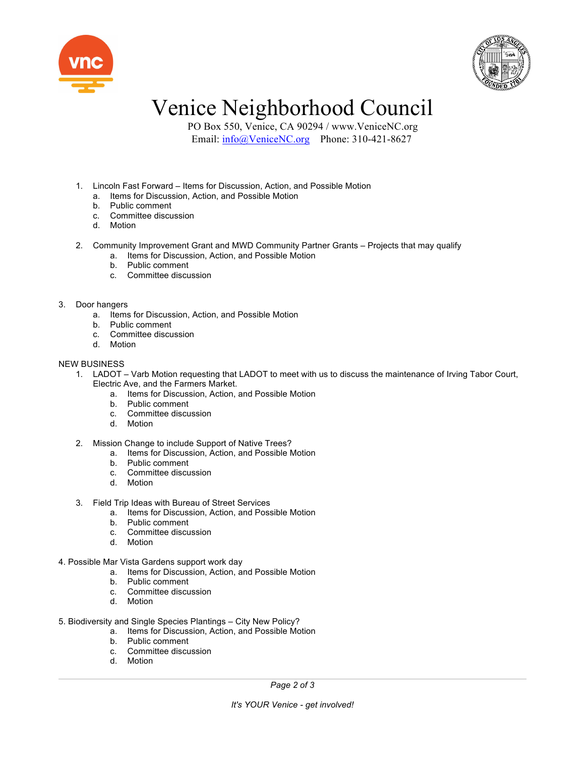# Venice Neighborhood Council

PO Box 550, Venice, CA 90294 / www.VeniceNC.org
Email: info@VeniceNC.org Phone: 310-421-8627

1. Lincoln Fast Forward – Items for Discussion, Action, and Possible Motion
   a. Items for Discussion, Action, and Possible Motion
   b. Public comment
   c. Committee discussion
   d. Motion

2. Community Improvement Grant and MWD Community Partner Grants – Projects that may qualify
   a. Items for Discussion, Action, and Possible Motion
   b. Public comment
   c. Committee discussion

3. Door hangers
   a. Items for Discussion, Action, and Possible Motion
   b. Public comment
   c. Committee discussion
   d. Motion

NEW BUSINESS

1. LADOT – Varb Motion requesting that LADOT to meet with us to discuss the maintenance of Irving Tabor Court, Electric Ave, and the Farmers Market.
   a. Items for Discussion, Action, and Possible Motion
   b. Public comment
   c. Committee discussion
   d. Motion

2. Mission Change to include Support of Native Trees?
   a. Items for Discussion, Action, and Possible Motion
   b. Public comment
   c. Committee discussion
   d. Motion

3. Field Trip Ideas with Bureau of Street Services
   a. Items for Discussion, Action, and Possible Motion
   b. Public comment
   c. Committee discussion
   d. Motion

4. Possible Mar Vista Gardens support work day
   a. Items for Discussion, Action, and Possible Motion
   b. Public comment
   c. Committee discussion
   d. Motion

5. Biodiversity and Single Species Plantings – City New Policy?
   a. Items for Discussion, Action, and Possible Motion
   b. Public comment
   c. Committee discussion
   d. Motion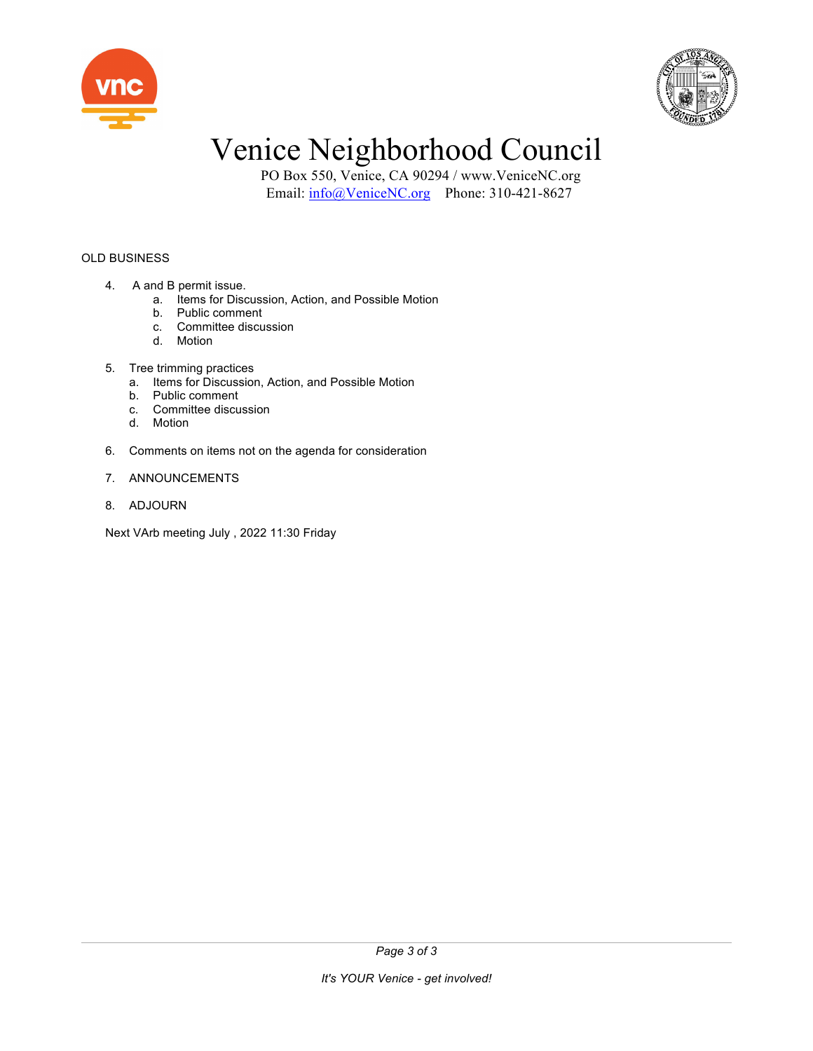# Venice Neighborhood Council

PO Box 550, Venice, CA 90294 / www.VeniceNC.org
Email: info@VeniceNC.org Phone: 310-421-8627

OLD BUSINESS

4. A and B permit issue.
   a. Items for Discussion, Action, and Possible Motion
   b. Public comment
   c. Committee discussion
   d. Motion

5. Tree trimming practices
   a. Items for Discussion, Action, and Possible Motion
   b. Public comment
   c. Committee discussion
   d. Motion

6. Comments on items not on the agenda for consideration

7. ANNOUNCEMENTS

8. ADJOURN

Next VArb meeting July , 2022 11:30 Friday

*It's YOUR Venice - get involved!*